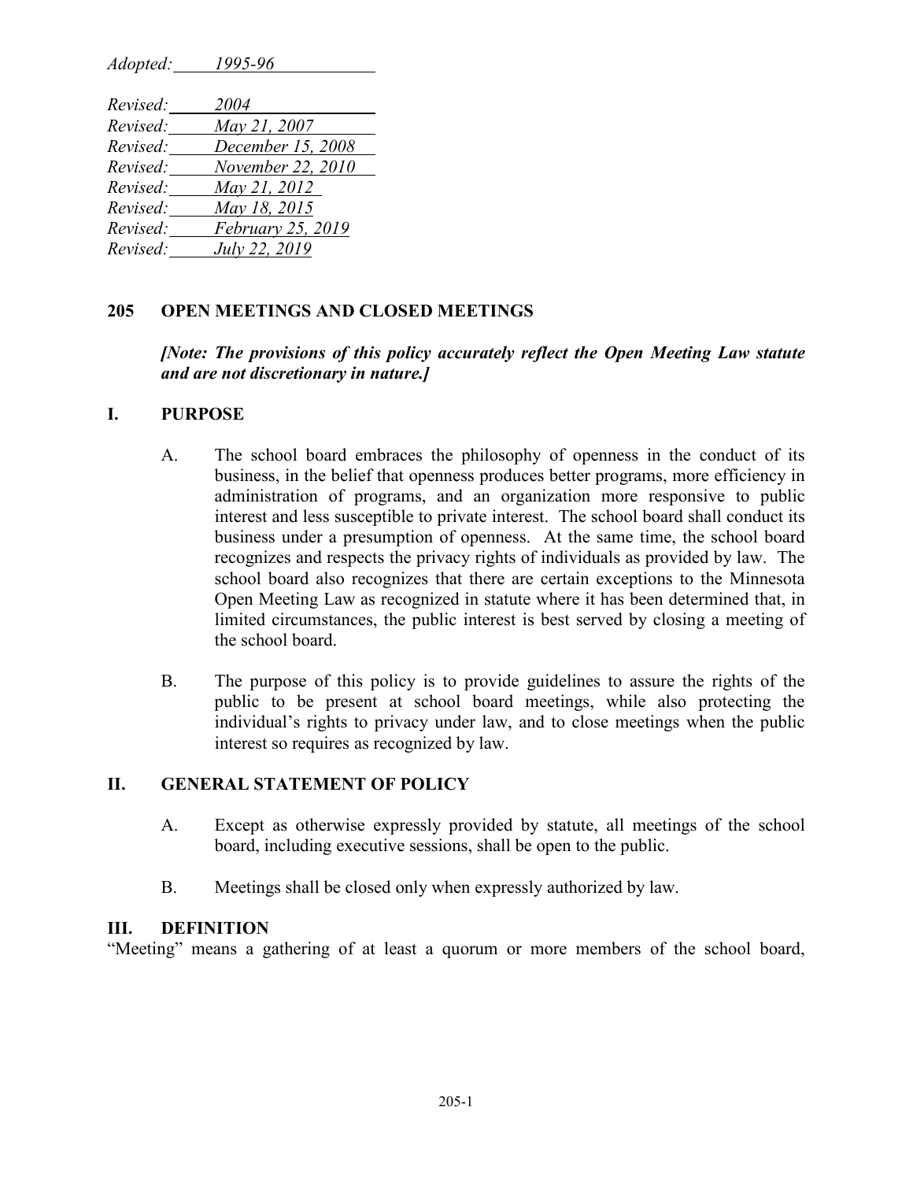*Adopted:* *1995-96*

*Revised:* *2004*
*Revised:* *May 21, 2007*
*Revised:* *December 15, 2008*
*Revised:* *November 22, 2010*
*Revised:* *May 21, 2012*
*Revised:* *May 18, 2015*
*Revised:* *February 25, 2019*
*Revised:* *July 22, 2019*

## 205 OPEN MEETINGS AND CLOSED MEETINGS

***[Note: The provisions of this policy accurately reflect the Open Meeting Law statute and are not discretionary in nature.]***

### I. PURPOSE

A. The school board embraces the philosophy of openness in the conduct of its business, in the belief that openness produces better programs, more efficiency in administration of programs, and an organization more responsive to public interest and less susceptible to private interest. The school board shall conduct its business under a presumption of openness. At the same time, the school board recognizes and respects the privacy rights of individuals as provided by law. The school board also recognizes that there are certain exceptions to the Minnesota Open Meeting Law as recognized in statute where it has been determined that, in limited circumstances, the public interest is best served by closing a meeting of the school board.

B. The purpose of this policy is to provide guidelines to assure the rights of the public to be present at school board meetings, while also protecting the individual's rights to privacy under law, and to close meetings when the public interest so requires as recognized by law.

### II. GENERAL STATEMENT OF POLICY

A. Except as otherwise expressly provided by statute, all meetings of the school board, including executive sessions, shall be open to the public.

B. Meetings shall be closed only when expressly authorized by law.

### III. DEFINITION

"Meeting" means a gathering of at least a quorum or more members of the school board,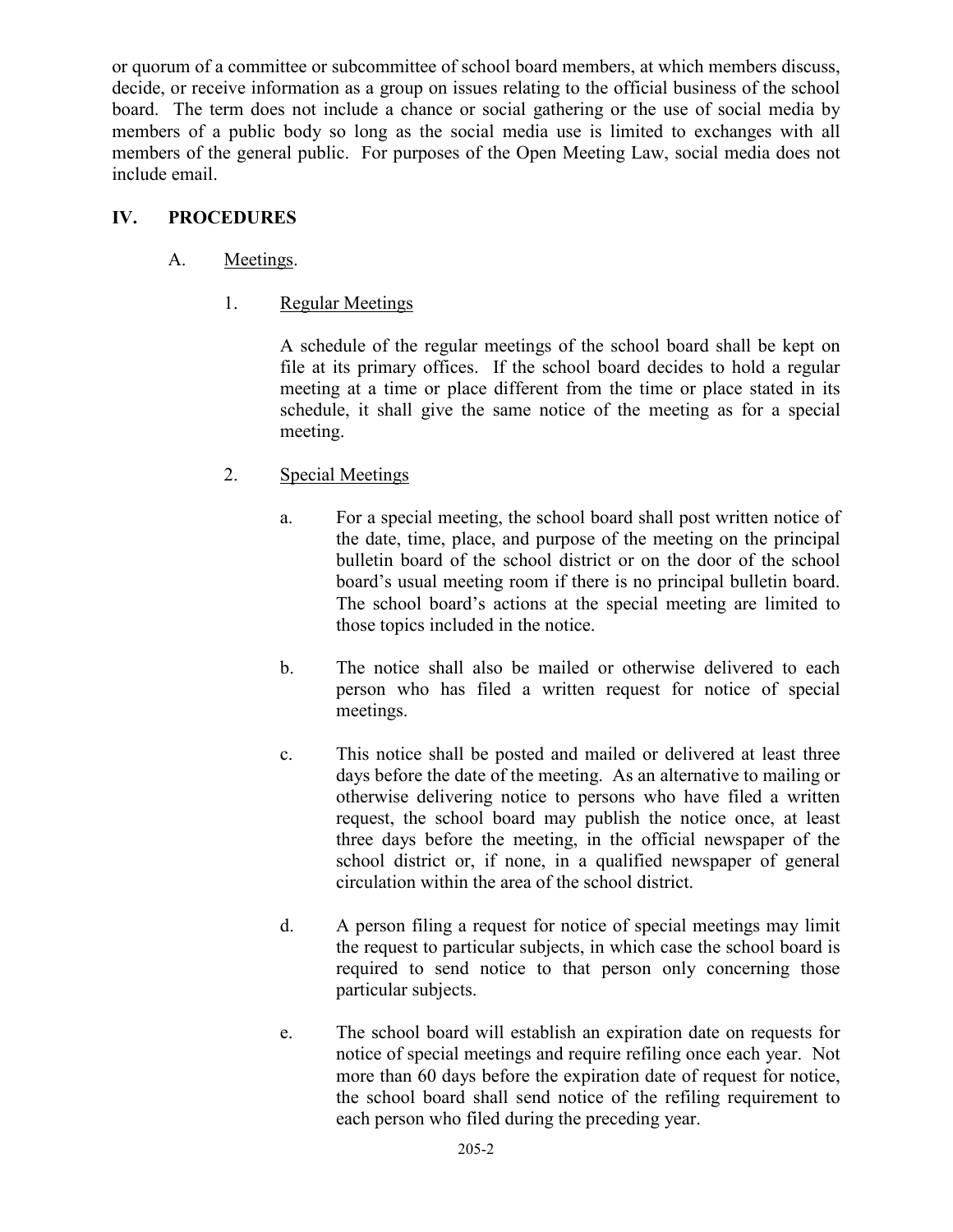or quorum of a committee or subcommittee of school board members, at which members discuss, decide, or receive information as a group on issues relating to the official business of the school board. The term does not include a chance or social gathering or the use of social media by members of a public body so long as the social media use is limited to exchanges with all members of the general public. For purposes of the Open Meeting Law, social media does not include email.

## IV. PROCEDURES

### A. Meetings.

#### 1. Regular Meetings

A schedule of the regular meetings of the school board shall be kept on file at its primary offices. If the school board decides to hold a regular meeting at a time or place different from the time or place stated in its schedule, it shall give the same notice of the meeting as for a special meeting.

#### 2. Special Meetings

a. For a special meeting, the school board shall post written notice of the date, time, place, and purpose of the meeting on the principal bulletin board of the school district or on the door of the school board's usual meeting room if there is no principal bulletin board. The school board's actions at the special meeting are limited to those topics included in the notice.

b. The notice shall also be mailed or otherwise delivered to each person who has filed a written request for notice of special meetings.

c. This notice shall be posted and mailed or delivered at least three days before the date of the meeting. As an alternative to mailing or otherwise delivering notice to persons who have filed a written request, the school board may publish the notice once, at least three days before the meeting, in the official newspaper of the school district or, if none, in a qualified newspaper of general circulation within the area of the school district.

d. A person filing a request for notice of special meetings may limit the request to particular subjects, in which case the school board is required to send notice to that person only concerning those particular subjects.

e. The school board will establish an expiration date on requests for notice of special meetings and require refiling once each year. Not more than 60 days before the expiration date of request for notice, the school board shall send notice of the refiling requirement to each person who filed during the preceding year.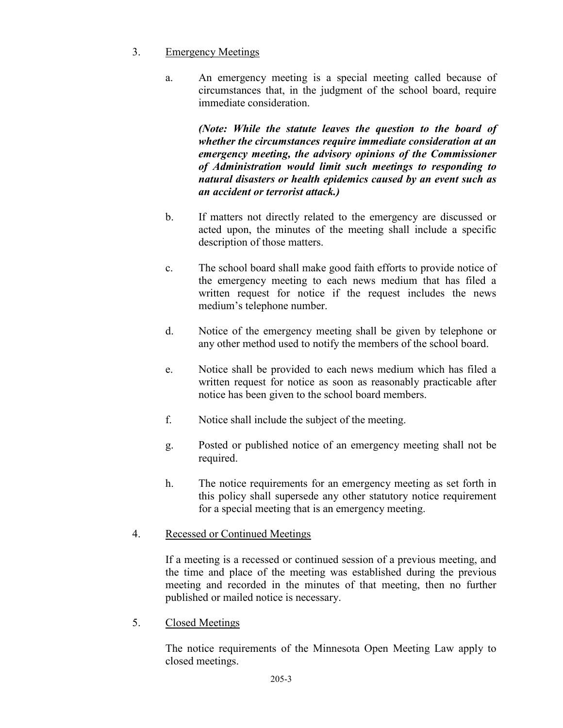3. Emergency Meetings

   a. An emergency meeting is a special meeting called because of circumstances that, in the judgment of the school board, require immediate consideration.

      ***(Note: While the statute leaves the question to the board of whether the circumstances require immediate consideration at an emergency meeting, the advisory opinions of the Commissioner of Administration would limit such meetings to responding to natural disasters or health epidemics caused by an event such as an accident or terrorist attack.)***

   b. If matters not directly related to the emergency are discussed or acted upon, the minutes of the meeting shall include a specific description of those matters.

   c. The school board shall make good faith efforts to provide notice of the emergency meeting to each news medium that has filed a written request for notice if the request includes the news medium's telephone number.

   d. Notice of the emergency meeting shall be given by telephone or any other method used to notify the members of the school board.

   e. Notice shall be provided to each news medium which has filed a written request for notice as soon as reasonably practicable after notice has been given to the school board members.

   f. Notice shall include the subject of the meeting.

   g. Posted or published notice of an emergency meeting shall not be required.

   h. The notice requirements for an emergency meeting as set forth in this policy shall supersede any other statutory notice requirement for a special meeting that is an emergency meeting.

4. Recessed or Continued Meetings

   If a meeting is a recessed or continued session of a previous meeting, and the time and place of the meeting was established during the previous meeting and recorded in the minutes of that meeting, then no further published or mailed notice is necessary.

5. Closed Meetings

   The notice requirements of the Minnesota Open Meeting Law apply to closed meetings.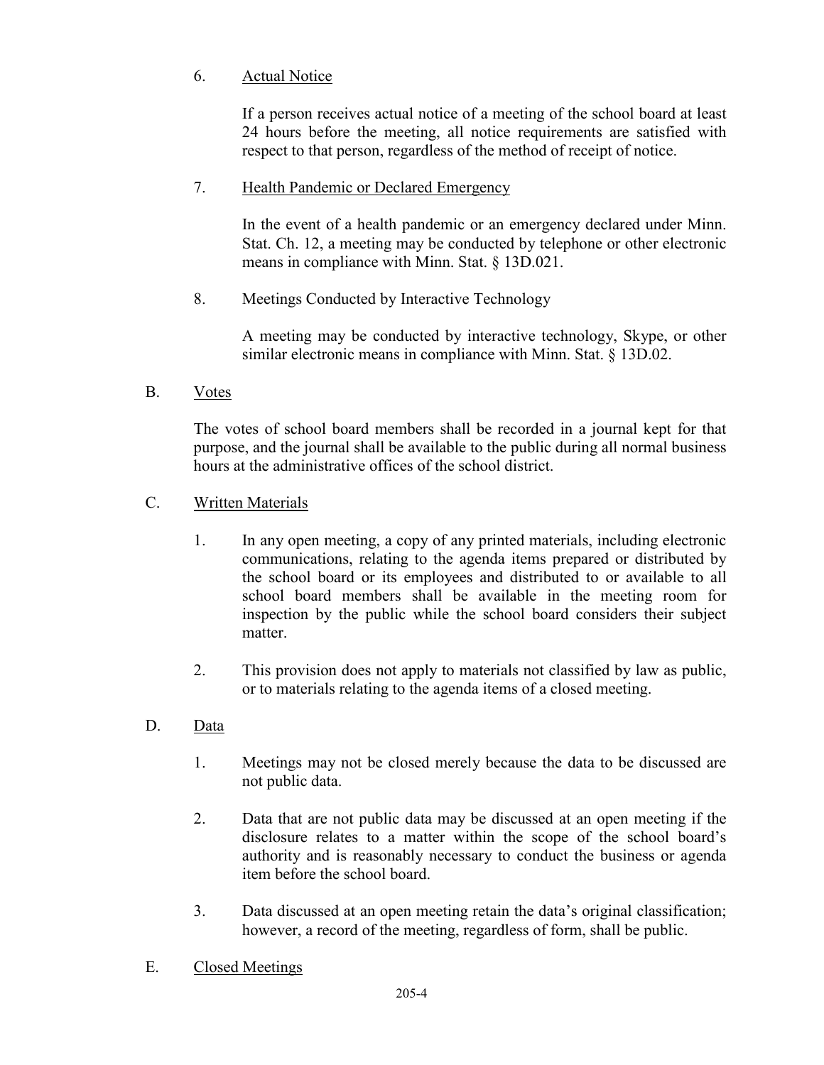6. <u>Actual Notice</u>

   If a person receives actual notice of a meeting of the school board at least 24 hours before the meeting, all notice requirements are satisfied with respect to that person, regardless of the method of receipt of notice.

7. <u>Health Pandemic or Declared Emergency</u>

   In the event of a health pandemic or an emergency declared under Minn. Stat. Ch. 12, a meeting may be conducted by telephone or other electronic means in compliance with Minn. Stat. § 13D.021.

8. Meetings Conducted by Interactive Technology

   A meeting may be conducted by interactive technology, Skype, or other similar electronic means in compliance with Minn. Stat. § 13D.02.

B. <u>Votes</u>

The votes of school board members shall be recorded in a journal kept for that purpose, and the journal shall be available to the public during all normal business hours at the administrative offices of the school district.

C. <u>Written Materials</u>

1. In any open meeting, a copy of any printed materials, including electronic communications, relating to the agenda items prepared or distributed by the school board or its employees and distributed to or available to all school board members shall be available in the meeting room for inspection by the public while the school board considers their subject matter.

2. This provision does not apply to materials not classified by law as public, or to materials relating to the agenda items of a closed meeting.

D. <u>Data</u>

1. Meetings may not be closed merely because the data to be discussed are not public data.

2. Data that are not public data may be discussed at an open meeting if the disclosure relates to a matter within the scope of the school board's authority and is reasonably necessary to conduct the business or agenda item before the school board.

3. Data discussed at an open meeting retain the data's original classification; however, a record of the meeting, regardless of form, shall be public.

E. <u>Closed Meetings</u>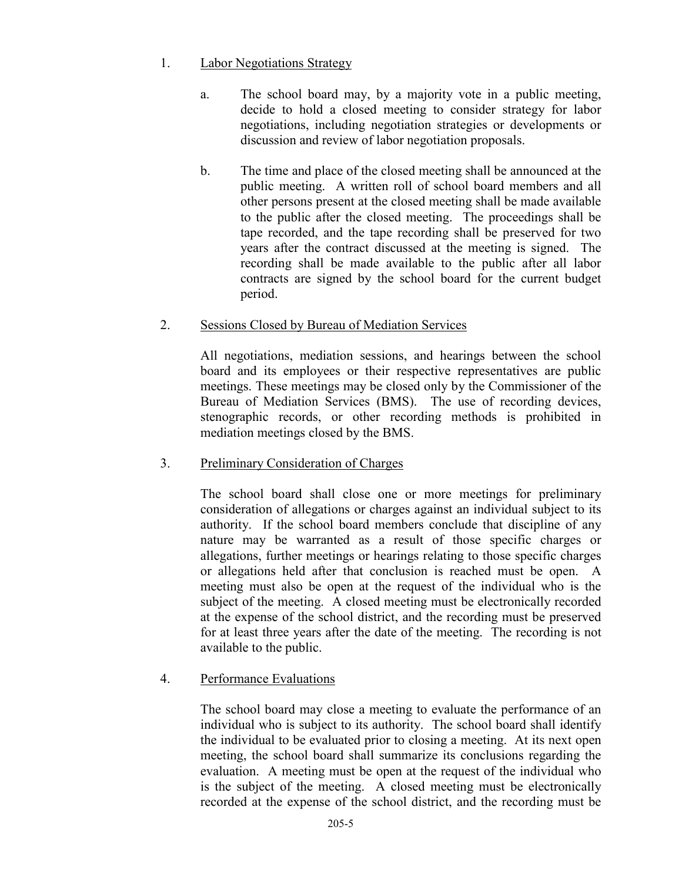1. <u>Labor Negotiations Strategy</u>

   a. The school board may, by a majority vote in a public meeting, decide to hold a closed meeting to consider strategy for labor negotiations, including negotiation strategies or developments or discussion and review of labor negotiation proposals.

   b. The time and place of the closed meeting shall be announced at the public meeting. A written roll of school board members and all other persons present at the closed meeting shall be made available to the public after the closed meeting. The proceedings shall be tape recorded, and the tape recording shall be preserved for two years after the contract discussed at the meeting is signed. The recording shall be made available to the public after all labor contracts are signed by the school board for the current budget period.

2. <u>Sessions Closed by Bureau of Mediation Services</u>

   All negotiations, mediation sessions, and hearings between the school board and its employees or their respective representatives are public meetings. These meetings may be closed only by the Commissioner of the Bureau of Mediation Services (BMS). The use of recording devices, stenographic records, or other recording methods is prohibited in mediation meetings closed by the BMS.

3. <u>Preliminary Consideration of Charges</u>

   The school board shall close one or more meetings for preliminary consideration of allegations or charges against an individual subject to its authority. If the school board members conclude that discipline of any nature may be warranted as a result of those specific charges or allegations, further meetings or hearings relating to those specific charges or allegations held after that conclusion is reached must be open. A meeting must also be open at the request of the individual who is the subject of the meeting. A closed meeting must be electronically recorded at the expense of the school district, and the recording must be preserved for at least three years after the date of the meeting. The recording is not available to the public.

4. <u>Performance Evaluations</u>

   The school board may close a meeting to evaluate the performance of an individual who is subject to its authority. The school board shall identify the individual to be evaluated prior to closing a meeting. At its next open meeting, the school board shall summarize its conclusions regarding the evaluation. A meeting must be open at the request of the individual who is the subject of the meeting. A closed meeting must be electronically recorded at the expense of the school district, and the recording must be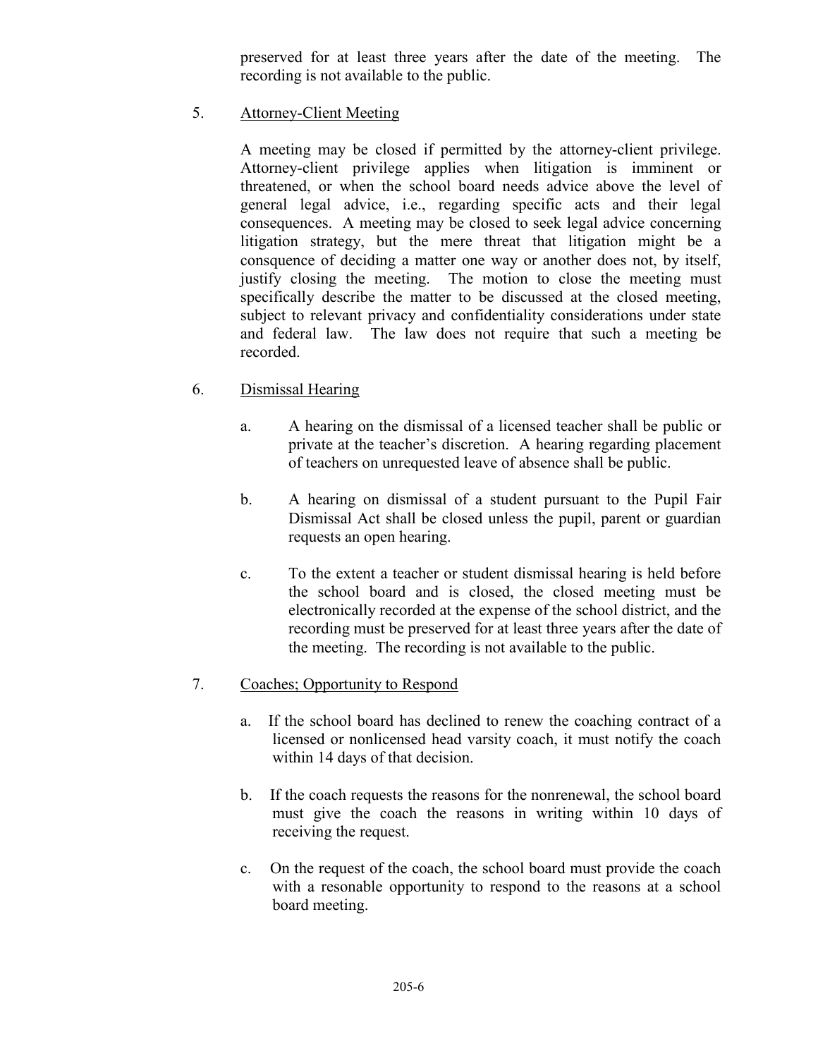preserved for at least three years after the date of the meeting. The recording is not available to the public.

5. Attorney-Client Meeting

A meeting may be closed if permitted by the attorney-client privilege. Attorney-client privilege applies when litigation is imminent or threatened, or when the school board needs advice above the level of general legal advice, i.e., regarding specific acts and their legal consequences. A meeting may be closed to seek legal advice concerning litigation strategy, but the mere threat that litigation might be a consquence of deciding a matter one way or another does not, by itself, justify closing the meeting. The motion to close the meeting must specifically describe the matter to be discussed at the closed meeting, subject to relevant privacy and confidentiality considerations under state and federal law. The law does not require that such a meeting be recorded.

6. Dismissal Hearing

a. A hearing on the dismissal of a licensed teacher shall be public or private at the teacher's discretion. A hearing regarding placement of teachers on unrequested leave of absence shall be public.

b. A hearing on dismissal of a student pursuant to the Pupil Fair Dismissal Act shall be closed unless the pupil, parent or guardian requests an open hearing.

c. To the extent a teacher or student dismissal hearing is held before the school board and is closed, the closed meeting must be electronically recorded at the expense of the school district, and the recording must be preserved for at least three years after the date of the meeting. The recording is not available to the public.

7. Coaches; Opportunity to Respond

a. If the school board has declined to renew the coaching contract of a licensed or nonlicensed head varsity coach, it must notify the coach within 14 days of that decision.

b. If the coach requests the reasons for the nonrenewal, the school board must give the coach the reasons in writing within 10 days of receiving the request.

c. On the request of the coach, the school board must provide the coach with a resonable opportunity to respond to the reasons at a school board meeting.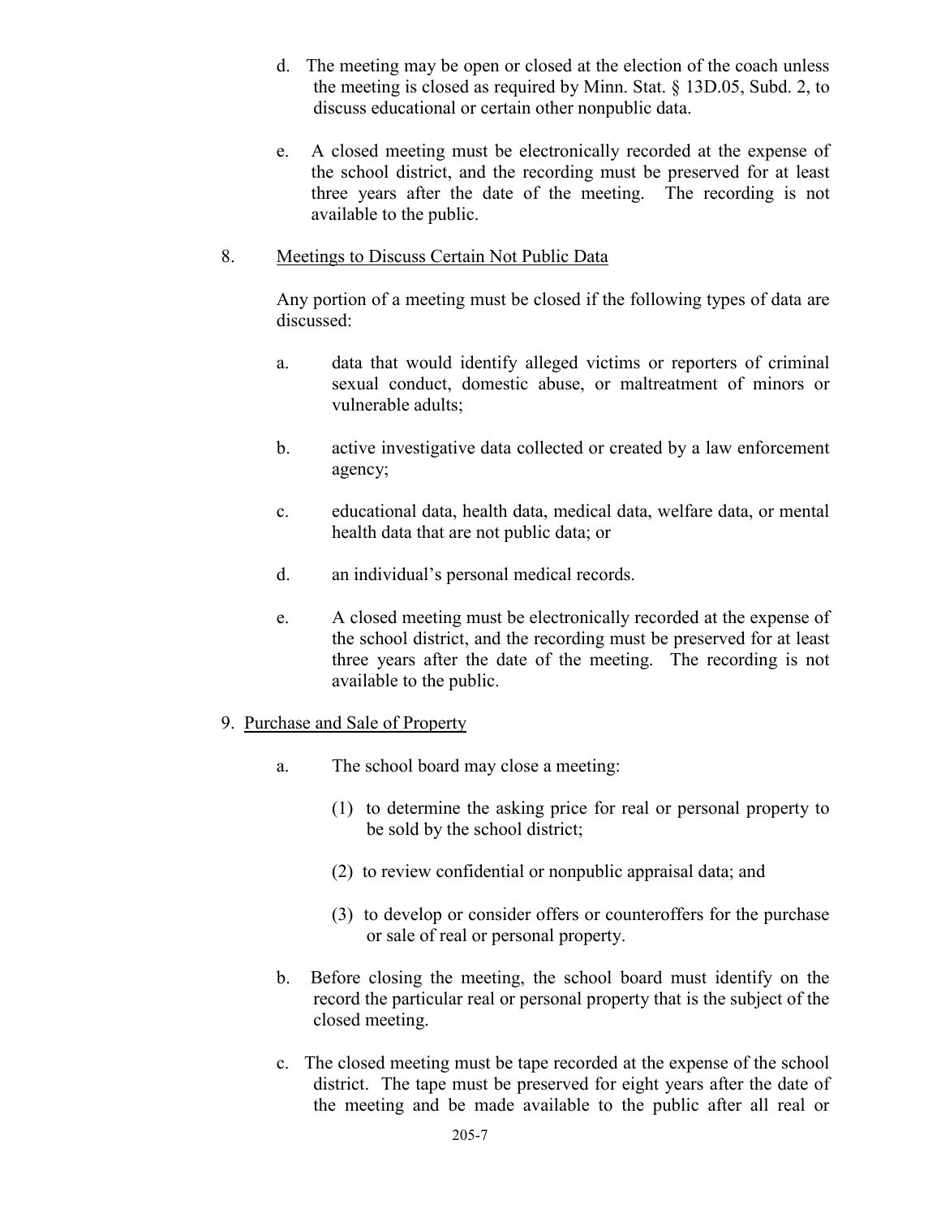d. The meeting may be open or closed at the election of the coach unless the meeting is closed as required by Minn. Stat. § 13D.05, Subd. 2, to discuss educational or certain other nonpublic data.

e. A closed meeting must be electronically recorded at the expense of the school district, and the recording must be preserved for at least three years after the date of the meeting. The recording is not available to the public.

8. Meetings to Discuss Certain Not Public Data

Any portion of a meeting must be closed if the following types of data are discussed:

a. data that would identify alleged victims or reporters of criminal sexual conduct, domestic abuse, or maltreatment of minors or vulnerable adults;

b. active investigative data collected or created by a law enforcement agency;

c. educational data, health data, medical data, welfare data, or mental health data that are not public data; or

d. an individual's personal medical records.

e. A closed meeting must be electronically recorded at the expense of the school district, and the recording must be preserved for at least three years after the date of the meeting. The recording is not available to the public.

9. Purchase and Sale of Property

a. The school board may close a meeting:

(1) to determine the asking price for real or personal property to be sold by the school district;

(2) to review confidential or nonpublic appraisal data; and

(3) to develop or consider offers or counteroffers for the purchase or sale of real or personal property.

b. Before closing the meeting, the school board must identify on the record the particular real or personal property that is the subject of the closed meeting.

c. The closed meeting must be tape recorded at the expense of the school district. The tape must be preserved for eight years after the date of the meeting and be made available to the public after all real or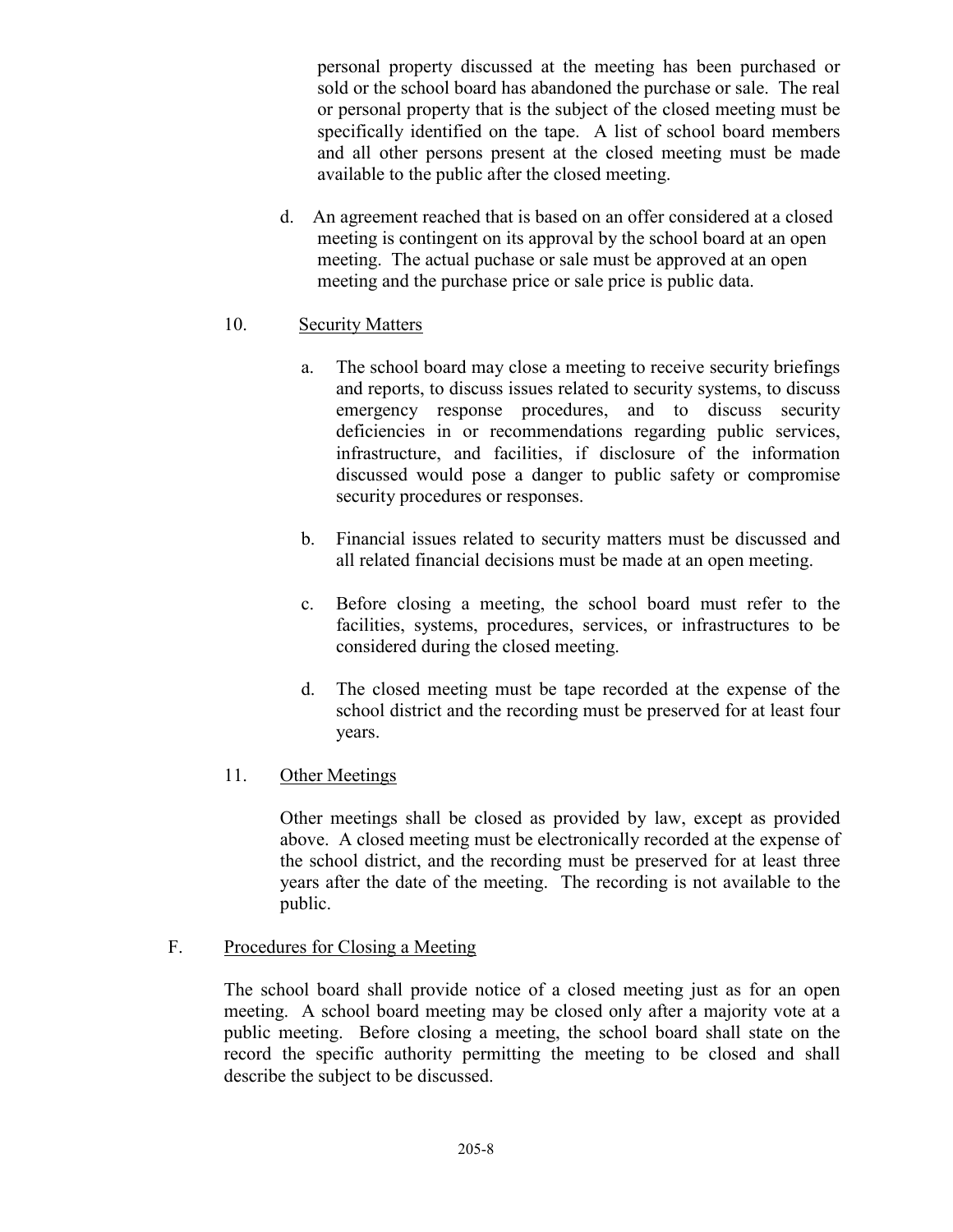personal property discussed at the meeting has been purchased or sold or the school board has abandoned the purchase or sale. The real or personal property that is the subject of the closed meeting must be specifically identified on the tape. A list of school board members and all other persons present at the closed meeting must be made available to the public after the closed meeting.

d. An agreement reached that is based on an offer considered at a closed meeting is contingent on its approval by the school board at an open meeting. The actual puchase or sale must be approved at an open meeting and the purchase price or sale price is public data.

10. <u>Security Matters</u>

a. The school board may close a meeting to receive security briefings and reports, to discuss issues related to security systems, to discuss emergency response procedures, and to discuss security deficiencies in or recommendations regarding public services, infrastructure, and facilities, if disclosure of the information discussed would pose a danger to public safety or compromise security procedures or responses.

b. Financial issues related to security matters must be discussed and all related financial decisions must be made at an open meeting.

c. Before closing a meeting, the school board must refer to the facilities, systems, procedures, services, or infrastructures to be considered during the closed meeting.

d. The closed meeting must be tape recorded at the expense of the school district and the recording must be preserved for at least four years.

11. <u>Other Meetings</u>

Other meetings shall be closed as provided by law, except as provided above. A closed meeting must be electronically recorded at the expense of the school district, and the recording must be preserved for at least three years after the date of the meeting. The recording is not available to the public.

F. <u>Procedures for Closing a Meeting</u>

The school board shall provide notice of a closed meeting just as for an open meeting. A school board meeting may be closed only after a majority vote at a public meeting. Before closing a meeting, the school board shall state on the record the specific authority permitting the meeting to be closed and shall describe the subject to be discussed.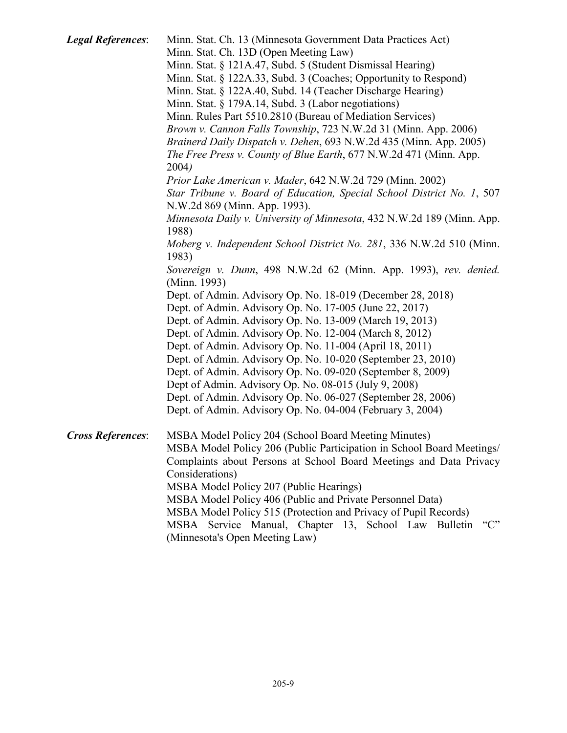***Legal References***:

Minn. Stat. Ch. 13 (Minnesota Government Data Practices Act)
Minn. Stat. Ch. 13D (Open Meeting Law)
Minn. Stat. § 121A.47, Subd. 5 (Student Dismissal Hearing)
Minn. Stat. § 122A.33, Subd. 3 (Coaches; Opportunity to Respond)
Minn. Stat. § 122A.40, Subd. 14 (Teacher Discharge Hearing)
Minn. Stat. § 179A.14, Subd. 3 (Labor negotiations)
Minn. Rules Part 5510.2810 (Bureau of Mediation Services)
*Brown v. Cannon Falls Township*, 723 N.W.2d 31 (Minn. App. 2006)
*Brainerd Daily Dispatch v. Dehen*, 693 N.W.2d 435 (Minn. App. 2005)
*The Free Press v. County of Blue Earth*, 677 N.W.2d 471 (Minn. App. 2004*)*
*Prior Lake American v. Mader*, 642 N.W.2d 729 (Minn. 2002)
*Star Tribune v. Board of Education, Special School District No. 1*, 507 N.W.2d 869 (Minn. App. 1993).
*Minnesota Daily v. University of Minnesota*, 432 N.W.2d 189 (Minn. App. 1988)
*Moberg v. Independent School District No. 281*, 336 N.W.2d 510 (Minn. 1983)
*Sovereign v. Dunn*, 498 N.W.2d 62 (Minn. App. 1993), *rev. denied.* (Minn. 1993)
Dept. of Admin. Advisory Op. No. 18-019 (December 28, 2018)
Dept. of Admin. Advisory Op. No. 17-005 (June 22, 2017)
Dept. of Admin. Advisory Op. No. 13-009 (March 19, 2013)
Dept. of Admin. Advisory Op. No. 12-004 (March 8, 2012)
Dept. of Admin. Advisory Op. No. 11-004 (April 18, 2011)
Dept. of Admin. Advisory Op. No. 10-020 (September 23, 2010)
Dept. of Admin. Advisory Op. No. 09-020 (September 8, 2009)
Dept of Admin. Advisory Op. No. 08-015 (July 9, 2008)
Dept. of Admin. Advisory Op. No. 06-027 (September 28, 2006)
Dept. of Admin. Advisory Op. No. 04-004 (February 3, 2004)

***Cross References***:

MSBA Model Policy 204 (School Board Meeting Minutes)
MSBA Model Policy 206 (Public Participation in School Board Meetings/ Complaints about Persons at School Board Meetings and Data Privacy Considerations)
MSBA Model Policy 207 (Public Hearings)
MSBA Model Policy 406 (Public and Private Personnel Data)
MSBA Model Policy 515 (Protection and Privacy of Pupil Records)
MSBA Service Manual, Chapter 13, School Law Bulletin "C" (Minnesota's Open Meeting Law)